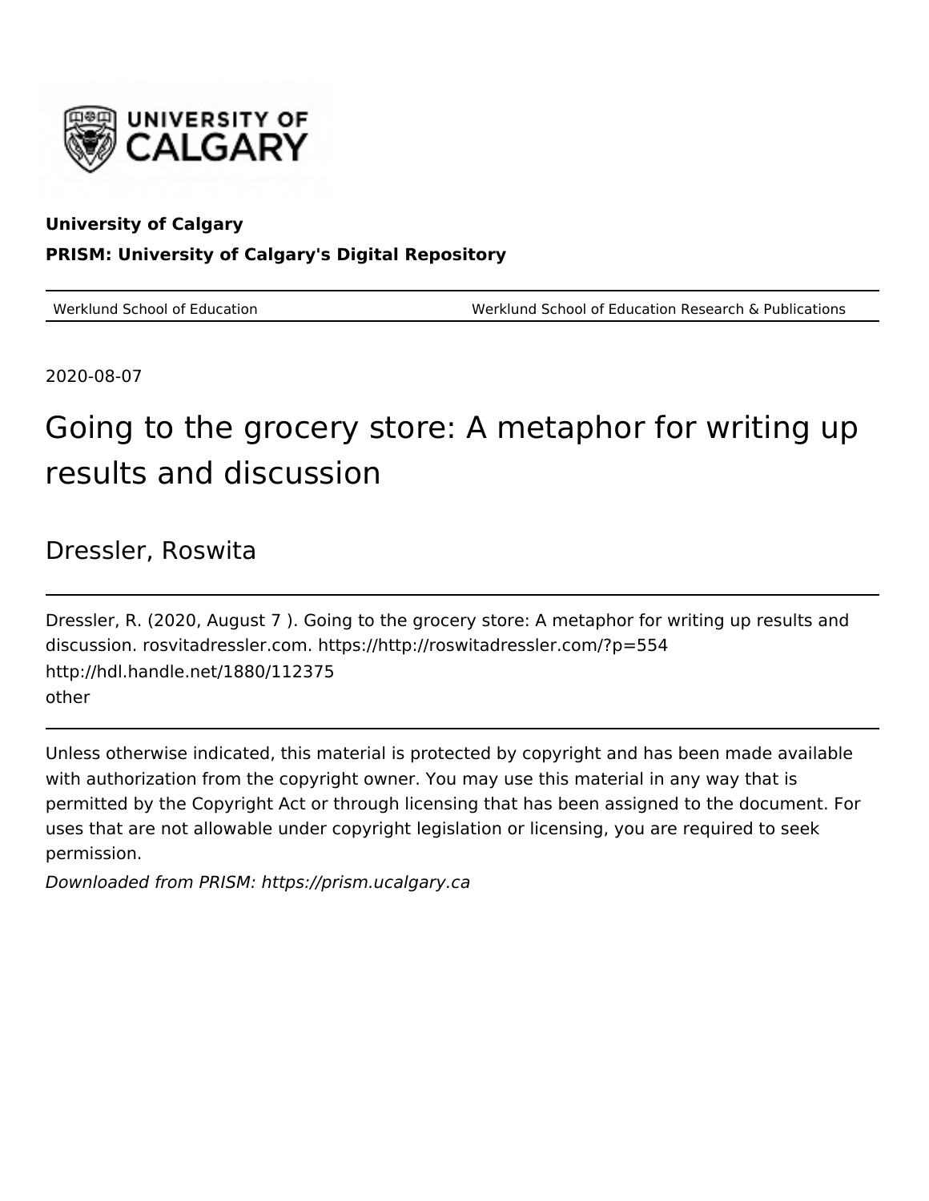**University of Calgary**

**PRISM: University of Calgary's Digital Repository**

| Werklund School of Education | Werklund School of Education Research & Publications |
|---|---|

2020-08-07

# Going to the grocery store: A metaphor for writing up results and discussion

Dressler, Roswita

Dressler, R. (2020, August 7 ). Going to the grocery store: A metaphor for writing up results and discussion. rosvitadressler.com. https://http://roswitadressler.com/?p=554
http://hdl.handle.net/1880/112375
other

Unless otherwise indicated, this material is protected by copyright and has been made available with authorization from the copyright owner. You may use this material in any way that is permitted by the Copyright Act or through licensing that has been assigned to the document. For uses that are not allowable under copyright legislation or licensing, you are required to seek permission.

*Downloaded from PRISM: https://prism.ucalgary.ca*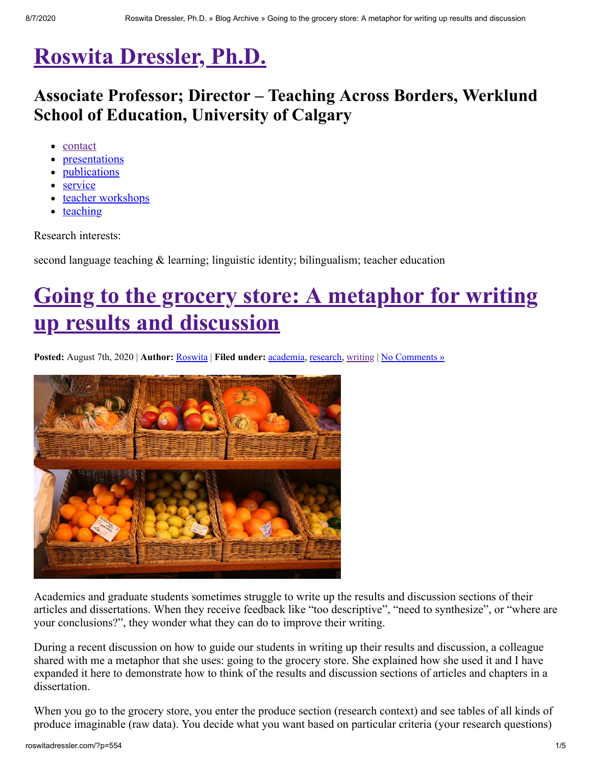# Roswita Dressler, Ph.D.

## Associate Professor; Director – Teaching Across Borders, Werklund School of Education, University of Calgary

- contact
- presentations
- publications
- service
- teacher workshops
- teaching

Research interests:

second language teaching & learning; linguistic identity; bilingualism; teacher education

# Going to the grocery store: A metaphor for writing up results and discussion

**Posted:** August 7th, 2020 | **Author:** Roswita | **Filed under:** academia, research, writing | No Comments »

Academics and graduate students sometimes struggle to write up the results and discussion sections of their articles and dissertations. When they receive feedback like "too descriptive", "need to synthesize", or "where are your conclusions?", they wonder what they can do to improve their writing.

During a recent discussion on how to guide our students in writing up their results and discussion, a colleague shared with me a metaphor that she uses: going to the grocery store. She explained how she used it and I have expanded it here to demonstrate how to think of the results and discussion sections of articles and chapters in a dissertation.

When you go to the grocery store, you enter the produce section (research context) and see tables of all kinds of produce imaginable (raw data). You decide what you want based on particular criteria (your research questions)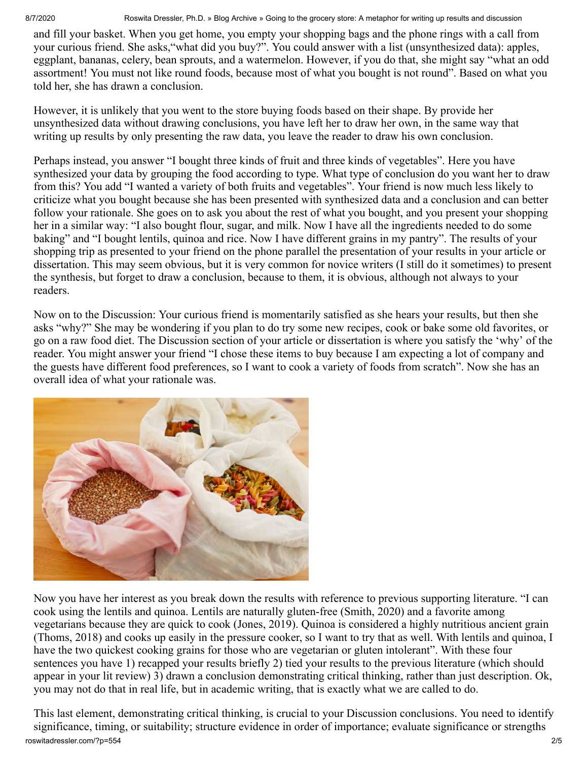and fill your basket. When you get home, you empty your shopping bags and the phone rings with a call from your curious friend. She asks,"what did you buy?". You could answer with a list (unsynthesized data): apples, eggplant, bananas, celery, bean sprouts, and a watermelon. However, if you do that, she might say "what an odd assortment! You must not like round foods, because most of what you bought is not round". Based on what you told her, she has drawn a conclusion.

However, it is unlikely that you went to the store buying foods based on their shape. By provide her unsynthesized data without drawing conclusions, you have left her to draw her own, in the same way that writing up results by only presenting the raw data, you leave the reader to draw his own conclusion.

Perhaps instead, you answer "I bought three kinds of fruit and three kinds of vegetables". Here you have synthesized your data by grouping the food according to type. What type of conclusion do you want her to draw from this? You add "I wanted a variety of both fruits and vegetables". Your friend is now much less likely to criticize what you bought because she has been presented with synthesized data and a conclusion and can better follow your rationale. She goes on to ask you about the rest of what you bought, and you present your shopping her in a similar way: "I also bought flour, sugar, and milk. Now I have all the ingredients needed to do some baking" and "I bought lentils, quinoa and rice. Now I have different grains in my pantry". The results of your shopping trip as presented to your friend on the phone parallel the presentation of your results in your article or dissertation. This may seem obvious, but it is very common for novice writers (I still do it sometimes) to present the synthesis, but forget to draw a conclusion, because to them, it is obvious, although not always to your readers.

Now on to the Discussion: Your curious friend is momentarily satisfied as she hears your results, but then she asks "why?" She may be wondering if you plan to do try some new recipes, cook or bake some old favorites, or go on a raw food diet. The Discussion section of your article or dissertation is where you satisfy the 'why' of the reader. You might answer your friend "I chose these items to buy because I am expecting a lot of company and the guests have different food preferences, so I want to cook a variety of foods from scratch". Now she has an overall idea of what your rationale was.

Now you have her interest as you break down the results with reference to previous supporting literature. "I can cook using the lentils and quinoa. Lentils are naturally gluten-free (Smith, 2020) and a favorite among vegetarians because they are quick to cook (Jones, 2019). Quinoa is considered a highly nutritious ancient grain (Thoms, 2018) and cooks up easily in the pressure cooker, so I want to try that as well. With lentils and quinoa, I have the two quickest cooking grains for those who are vegetarian or gluten intolerant". With these four sentences you have 1) recapped your results briefly 2) tied your results to the previous literature (which should appear in your lit review) 3) drawn a conclusion demonstrating critical thinking, rather than just description. Ok, you may not do that in real life, but in academic writing, that is exactly what we are called to do.

This last element, demonstrating critical thinking, is crucial to your Discussion conclusions. You need to identify significance, timing, or suitability; structure evidence in order of importance; evaluate significance or strengths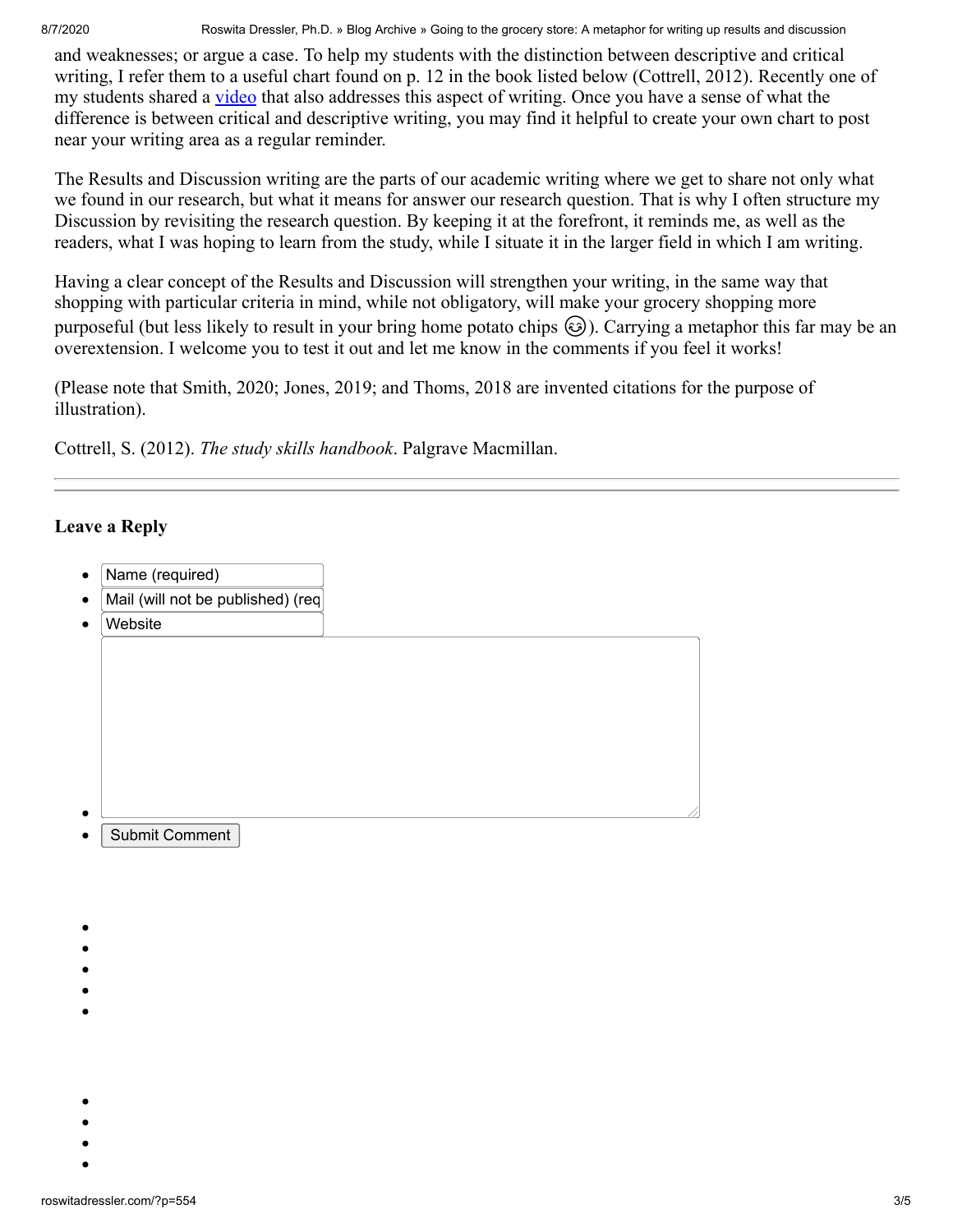and weaknesses; or argue a case. To help my students with the distinction between descriptive and critical writing, I refer them to a useful chart found on p. 12 in the book listed below (Cottrell, 2012). Recently one of my students shared a video that also addresses this aspect of writing. Once you have a sense of what the difference is between critical and descriptive writing, you may find it helpful to create your own chart to post near your writing area as a regular reminder.

The Results and Discussion writing are the parts of our academic writing where we get to share not only what we found in our research, but what it means for answer our research question. That is why I often structure my Discussion by revisiting the research question. By keeping it at the forefront, it reminds me, as well as the readers, what I was hoping to learn from the study, while I situate it in the larger field in which I am writing.

Having a clear concept of the Results and Discussion will strengthen your writing, in the same way that shopping with particular criteria in mind, while not obligatory, will make your grocery shopping more purposeful (but less likely to result in your bring home potato chips 😉). Carrying a metaphor this far may be an overextension. I welcome you to test it out and let me know in the comments if you feel it works!

(Please note that Smith, 2020; Jones, 2019; and Thoms, 2018 are invented citations for the purpose of illustration).

Cottrell, S. (2012). *The study skills handbook*. Palgrave Macmillan.

---

### Leave a Reply

- Name (required)
- Mail (will not be published) (req
- Website
- Submit Comment